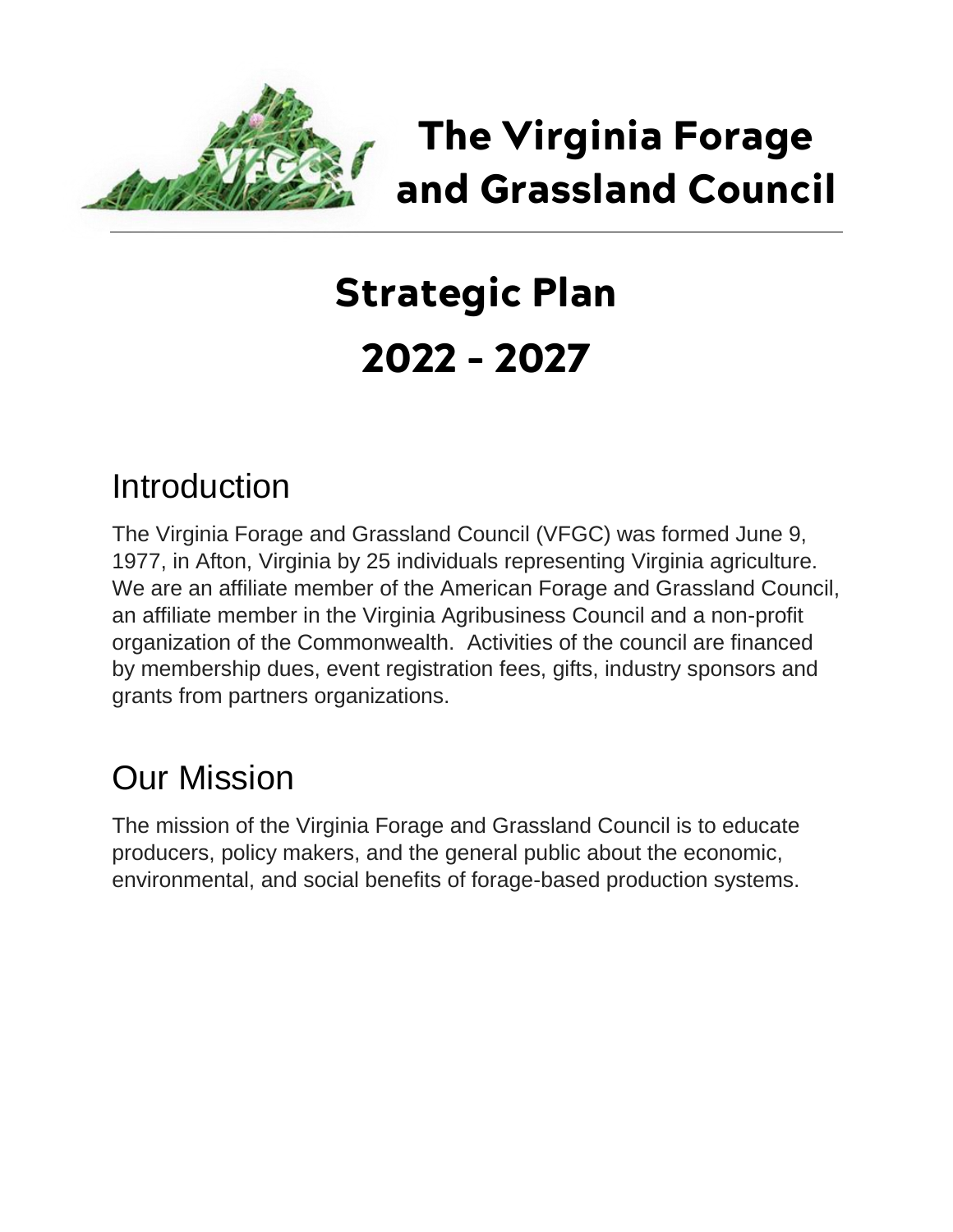# The Virginia Forage and Grassland Council

# Strategic Plan 2022 - 2027

## Introduction

The Virginia Forage and Grassland Council (VFGC) was formed June 9, 1977, in Afton, Virginia by 25 individuals representing Virginia agriculture. We are an affiliate member of the American Forage and Grassland Council, an affiliate member in the Virginia Agribusiness Council and a non-profit organization of the Commonwealth. Activities of the council are financed by membership dues, event registration fees, gifts, industry sponsors and grants from partners organizations.

## Our Mission

The mission of the Virginia Forage and Grassland Council is to educate producers, policy makers, and the general public about the economic, environmental, and social benefits of forage-based production systems.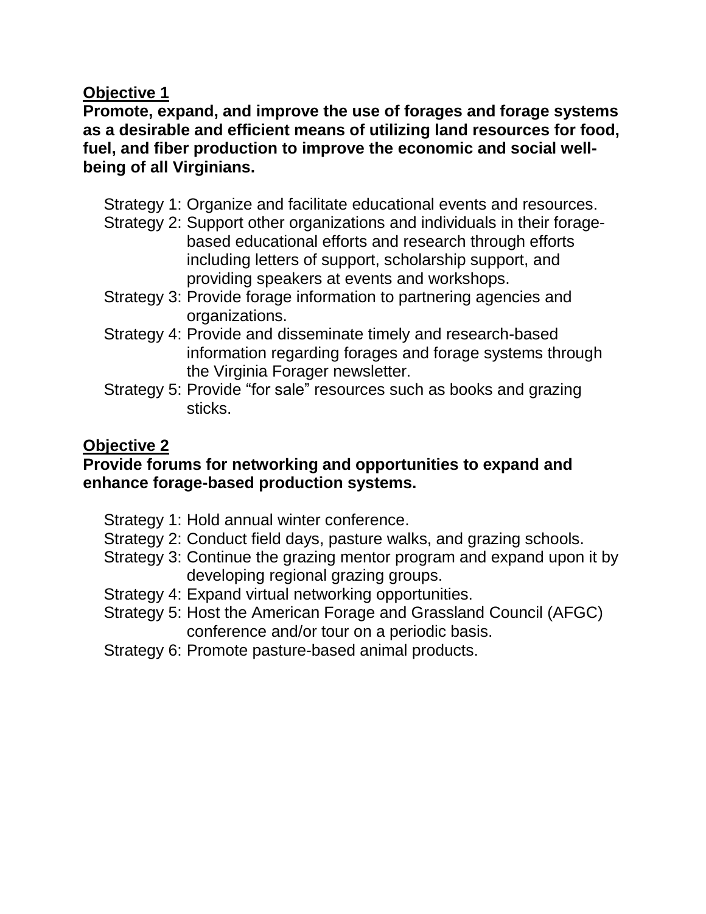**Objective 1**

**Promote, expand, and improve the use of forages and forage systems as a desirable and efficient means of utilizing land resources for food, fuel, and fiber production to improve the economic and social well-being of all Virginians.**

Strategy 1: Organize and facilitate educational events and resources.
Strategy 2: Support other organizations and individuals in their forage-based educational efforts and research through efforts including letters of support, scholarship support, and providing speakers at events and workshops.
Strategy 3: Provide forage information to partnering agencies and organizations.
Strategy 4: Provide and disseminate timely and research-based information regarding forages and forage systems through the Virginia Forager newsletter.
Strategy 5: Provide "for sale" resources such as books and grazing sticks.

**Objective 2**

**Provide forums for networking and opportunities to expand and enhance forage-based production systems.**

Strategy 1: Hold annual winter conference.
Strategy 2: Conduct field days, pasture walks, and grazing schools.
Strategy 3: Continue the grazing mentor program and expand upon it by developing regional grazing groups.
Strategy 4: Expand virtual networking opportunities.
Strategy 5: Host the American Forage and Grassland Council (AFGC) conference and/or tour on a periodic basis.
Strategy 6: Promote pasture-based animal products.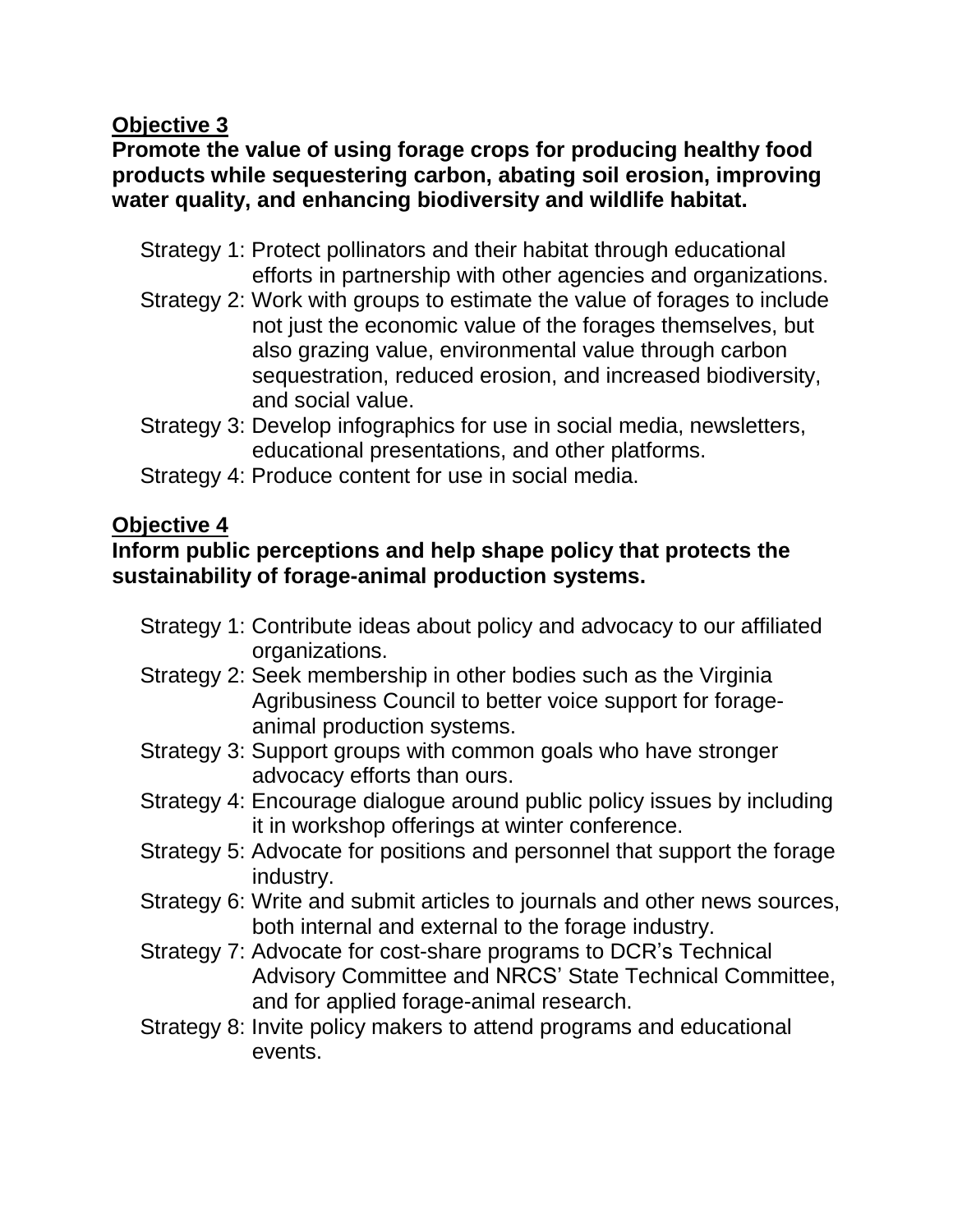**<u>Objective 3</u>**

**Promote the value of using forage crops for producing healthy food products while sequestering carbon, abating soil erosion, improving water quality, and enhancing biodiversity and wildlife habitat.**

- Strategy 1: Protect pollinators and their habitat through educational efforts in partnership with other agencies and organizations.
- Strategy 2: Work with groups to estimate the value of forages to include not just the economic value of the forages themselves, but also grazing value, environmental value through carbon sequestration, reduced erosion, and increased biodiversity, and social value.
- Strategy 3: Develop infographics for use in social media, newsletters, educational presentations, and other platforms.
- Strategy 4: Produce content for use in social media.

**<u>Objective 4</u>**

**Inform public perceptions and help shape policy that protects the sustainability of forage-animal production systems.**

- Strategy 1: Contribute ideas about policy and advocacy to our affiliated organizations.
- Strategy 2: Seek membership in other bodies such as the Virginia Agribusiness Council to better voice support for forage-animal production systems.
- Strategy 3: Support groups with common goals who have stronger advocacy efforts than ours.
- Strategy 4: Encourage dialogue around public policy issues by including it in workshop offerings at winter conference.
- Strategy 5: Advocate for positions and personnel that support the forage industry.
- Strategy 6: Write and submit articles to journals and other news sources, both internal and external to the forage industry.
- Strategy 7: Advocate for cost-share programs to DCR's Technical Advisory Committee and NRCS' State Technical Committee, and for applied forage-animal research.
- Strategy 8: Invite policy makers to attend programs and educational events.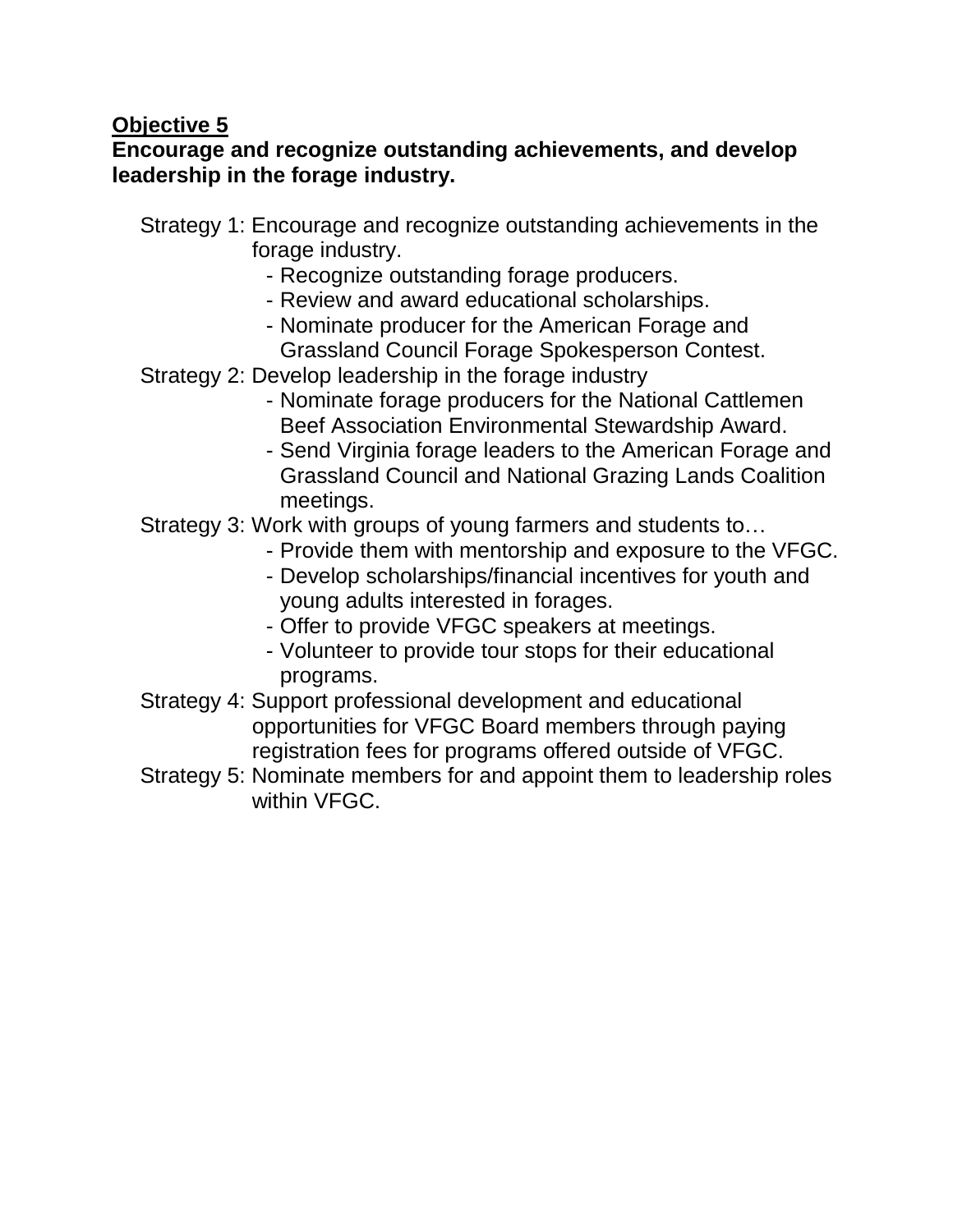**<u>Objective 5</u>**

**Encourage and recognize outstanding achievements, and develop leadership in the forage industry.**

Strategy 1: Encourage and recognize outstanding achievements in the forage industry.

- Recognize outstanding forage producers.
- Review and award educational scholarships.
- Nominate producer for the American Forage and Grassland Council Forage Spokesperson Contest.

Strategy 2: Develop leadership in the forage industry

- Nominate forage producers for the National Cattlemen Beef Association Environmental Stewardship Award.
- Send Virginia forage leaders to the American Forage and Grassland Council and National Grazing Lands Coalition meetings.

Strategy 3: Work with groups of young farmers and students to…

- Provide them with mentorship and exposure to the VFGC.
- Develop scholarships/financial incentives for youth and young adults interested in forages.
- Offer to provide VFGC speakers at meetings.
- Volunteer to provide tour stops for their educational programs.

Strategy 4: Support professional development and educational opportunities for VFGC Board members through paying registration fees for programs offered outside of VFGC.

Strategy 5: Nominate members for and appoint them to leadership roles within VFGC.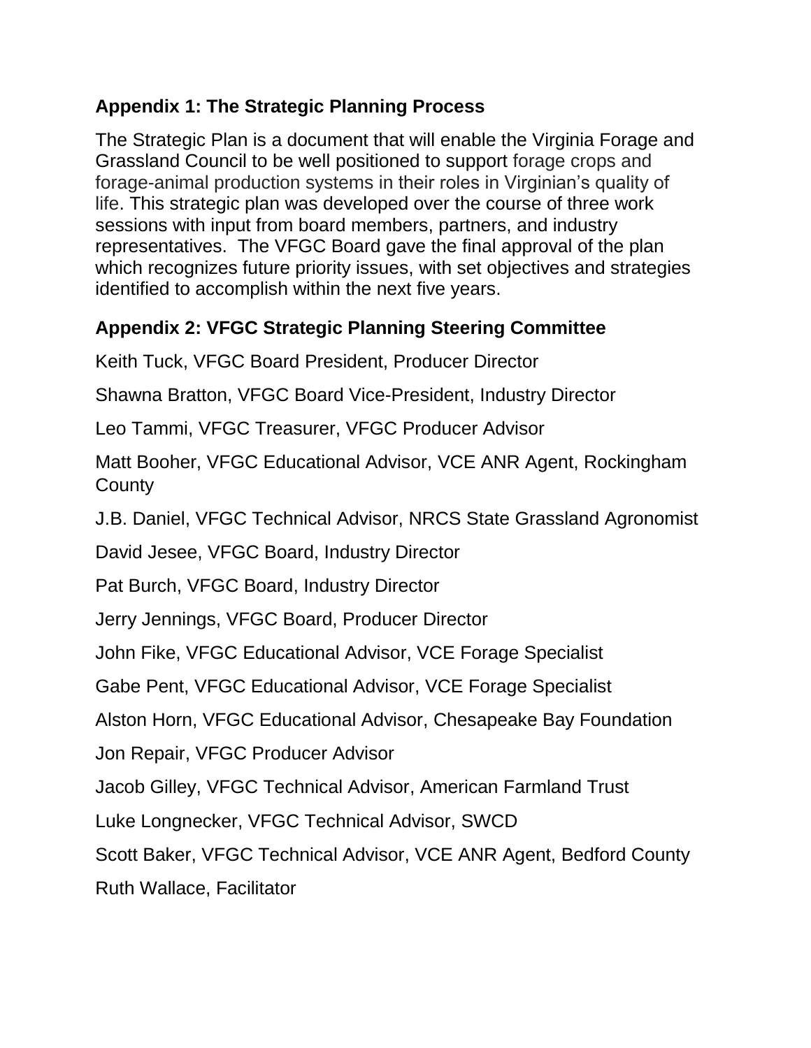## Appendix 1: The Strategic Planning Process

The Strategic Plan is a document that will enable the Virginia Forage and Grassland Council to be well positioned to support forage crops and forage-animal production systems in their roles in Virginian's quality of life. This strategic plan was developed over the course of three work sessions with input from board members, partners, and industry representatives. The VFGC Board gave the final approval of the plan which recognizes future priority issues, with set objectives and strategies identified to accomplish within the next five years.

## Appendix 2: VFGC Strategic Planning Steering Committee

Keith Tuck, VFGC Board President, Producer Director

Shawna Bratton, VFGC Board Vice-President, Industry Director

Leo Tammi, VFGC Treasurer, VFGC Producer Advisor

Matt Booher, VFGC Educational Advisor, VCE ANR Agent, Rockingham County

J.B. Daniel, VFGC Technical Advisor, NRCS State Grassland Agronomist

David Jesee, VFGC Board, Industry Director

Pat Burch, VFGC Board, Industry Director

Jerry Jennings, VFGC Board, Producer Director

John Fike, VFGC Educational Advisor, VCE Forage Specialist

Gabe Pent, VFGC Educational Advisor, VCE Forage Specialist

Alston Horn, VFGC Educational Advisor, Chesapeake Bay Foundation

Jon Repair, VFGC Producer Advisor

Jacob Gilley, VFGC Technical Advisor, American Farmland Trust

Luke Longnecker, VFGC Technical Advisor, SWCD

Scott Baker, VFGC Technical Advisor, VCE ANR Agent, Bedford County

Ruth Wallace, Facilitator